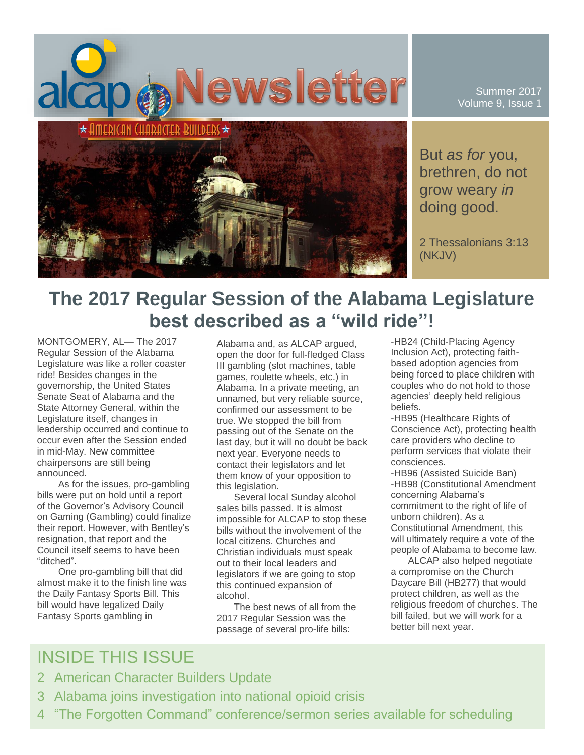# alcap Newsletter

AMERICAN CHARACTER BUILDERS

Summer 2017
Volume 9, Issue 1

But *as for* you, brethren, do not grow weary *in* doing good.

2 Thessalonians 3:13 (NKJV)

## The 2017 Regular Session of the Alabama Legislature best described as a "wild ride"!

MONTGOMERY, AL— The 2017 Regular Session of the Alabama Legislature was like a roller coaster ride! Besides changes in the governorship, the United States Senate Seat of Alabama and the State Attorney General, within the Legislature itself, changes in leadership occurred and continue to occur even after the Session ended in mid-May. New committee chairpersons are still being announced.

As for the issues, pro-gambling bills were put on hold until a report of the Governor's Advisory Council on Gaming (Gambling) could finalize their report. However, with Bentley's resignation, that report and the Council itself seems to have been "ditched".

One pro-gambling bill that did almost make it to the finish line was the Daily Fantasy Sports Bill. This bill would have legalized Daily Fantasy Sports gambling in Alabama and, as ALCAP argued, open the door for full-fledged Class III gambling (slot machines, table games, roulette wheels, etc.) in Alabama. In a private meeting, an unnamed, but very reliable source, confirmed our assessment to be true. We stopped the bill from passing out of the Senate on the last day, but it will no doubt be back next year. Everyone needs to contact their legislators and let them know of your opposition to this legislation.

Several local Sunday alcohol sales bills passed. It is almost impossible for ALCAP to stop these bills without the involvement of the local citizens. Churches and Christian individuals must speak out to their local leaders and legislators if we are going to stop this continued expansion of alcohol.

The best news of all from the 2017 Regular Session was the passage of several pro-life bills:

-HB24 (Child-Placing Agency Inclusion Act), protecting faith-based adoption agencies from being forced to place children with couples who do not hold to those agencies' deeply held religious beliefs.
-HB95 (Healthcare Rights of Conscience Act), protecting health care providers who decline to perform services that violate their consciences.
-HB96 (Assisted Suicide Ban)
-HB98 (Constitutional Amendment concerning Alabama's commitment to the right of life of unborn children). As a Constitutional Amendment, this will ultimately require a vote of the people of Alabama to become law.

ALCAP also helped negotiate a compromise on the Church Daycare Bill (HB277) that would protect children, as well as the religious freedom of churches. The bill failed, but we will work for a better bill next year.

## INSIDE THIS ISSUE

2 American Character Builders Update
3 Alabama joins investigation into national opioid crisis
4 "The Forgotten Command" conference/sermon series available for scheduling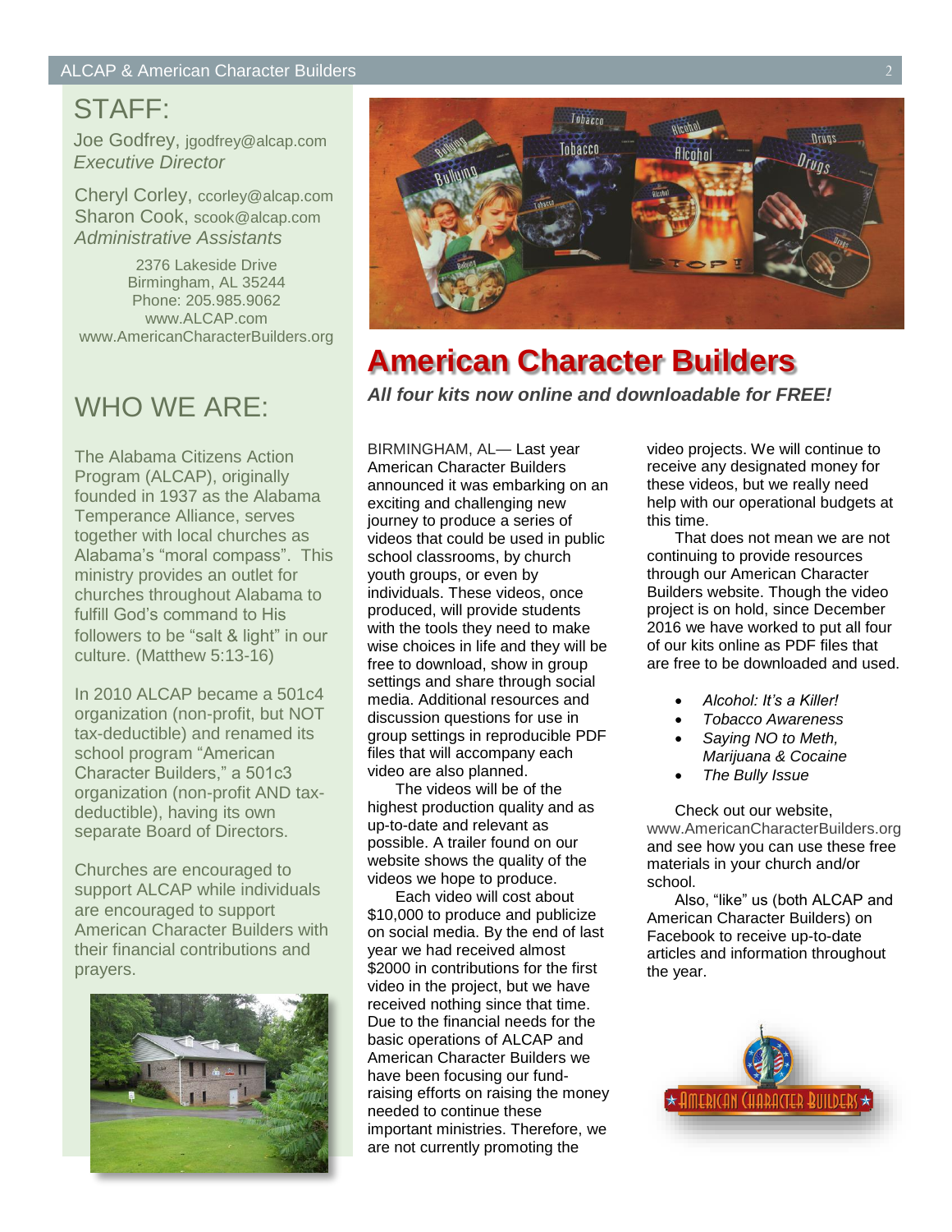## STAFF:

Joe Godfrey, jgodfrey@alcap.com
*Executive Director*

Cheryl Corley, ccorley@alcap.com
Sharon Cook, scook@alcap.com
*Administrative Assistants*

2376 Lakeside Drive
Birmingham, AL 35244
Phone: 205.985.9062
www.ALCAP.com
www.AmericanCharacterBuilders.org

## WHO WE ARE:

The Alabama Citizens Action Program (ALCAP), originally founded in 1937 as the Alabama Temperance Alliance, serves together with local churches as Alabama's "moral compass". This ministry provides an outlet for churches throughout Alabama to fulfill God's command to His followers to be "salt & light" in our culture. (Matthew 5:13-16)

In 2010 ALCAP became a 501c4 organization (non-profit, but NOT tax-deductible) and renamed its school program "American Character Builders," a 501c3 organization (non-profit AND tax-deductible), having its own separate Board of Directors.

Churches are encouraged to support ALCAP while individuals are encouraged to support American Character Builders with their financial contributions and prayers.

# American Character Builders

***All four kits now online and downloadable for FREE!***

BIRMINGHAM, AL— Last year American Character Builders announced it was embarking on an exciting and challenging new journey to produce a series of videos that could be used in public school classrooms, by church youth groups, or even by individuals. These videos, once produced, will provide students with the tools they need to make wise choices in life and they will be free to download, show in group settings and share through social media. Additional resources and discussion questions for use in group settings in reproducible PDF files that will accompany each video are also planned.

The videos will be of the highest production quality and as up-to-date and relevant as possible. A trailer found on our website shows the quality of the videos we hope to produce.

Each video will cost about $10,000 to produce and publicize on social media. By the end of last year we had received almost $2000 in contributions for the first video in the project, but we have received nothing since that time. Due to the financial needs for the basic operations of ALCAP and American Character Builders we have been focusing our fund-raising efforts on raising the money needed to continue these important ministries. Therefore, we are not currently promoting the video projects. We will continue to receive any designated money for these videos, but we really need help with our operational budgets at this time.

That does not mean we are not continuing to provide resources through our American Character Builders website. Though the video project is on hold, since December 2016 we have worked to put all four of our kits online as PDF files that are free to be downloaded and used.

- *Alcohol: It's a Killer!*
- *Tobacco Awareness*
- *Saying NO to Meth, Marijuana & Cocaine*
- *The Bully Issue*

Check out our website, www.AmericanCharacterBuilders.org and see how you can use these free materials in your church and/or school.

Also, "like" us (both ALCAP and American Character Builders) on Facebook to receive up-to-date articles and information throughout the year.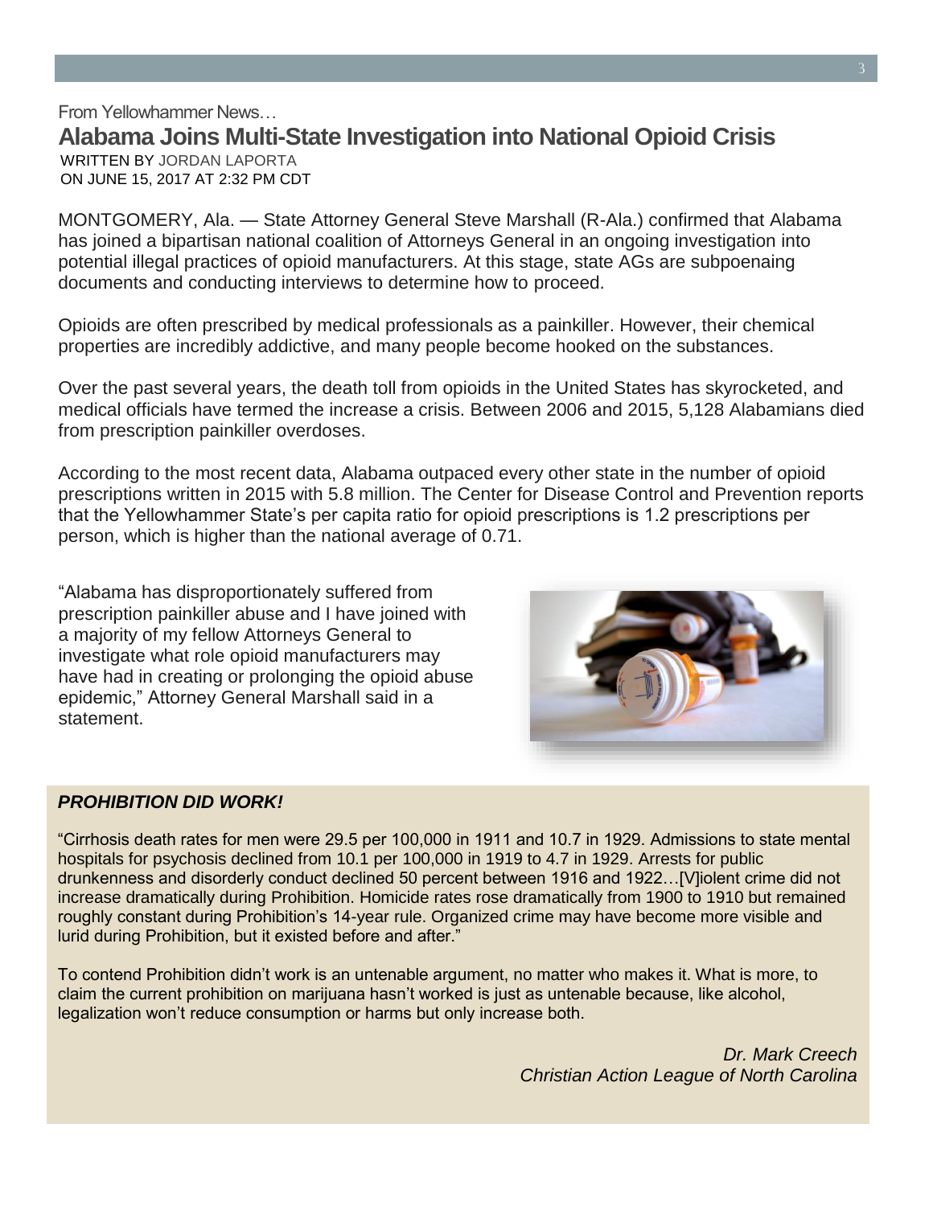From Yellowhammer News…

## Alabama Joins Multi-State Investigation into National Opioid Crisis

WRITTEN BY JORDAN LAPORTA
ON JUNE 15, 2017 AT 2:32 PM CDT

MONTGOMERY, Ala. — State Attorney General Steve Marshall (R-Ala.) confirmed that Alabama has joined a bipartisan national coalition of Attorneys General in an ongoing investigation into potential illegal practices of opioid manufacturers. At this stage, state AGs are subpoenaing documents and conducting interviews to determine how to proceed.

Opioids are often prescribed by medical professionals as a painkiller. However, their chemical properties are incredibly addictive, and many people become hooked on the substances.

Over the past several years, the death toll from opioids in the United States has skyrocketed, and medical officials have termed the increase a crisis. Between 2006 and 2015, 5,128 Alabamians died from prescription painkiller overdoses.

According to the most recent data, Alabama outpaced every other state in the number of opioid prescriptions written in 2015 with 5.8 million. The Center for Disease Control and Prevention reports that the Yellowhammer State's per capita ratio for opioid prescriptions is 1.2 prescriptions per person, which is higher than the national average of 0.71.

"Alabama has disproportionately suffered from prescription painkiller abuse and I have joined with a majority of my fellow Attorneys General to investigate what role opioid manufacturers may have had in creating or prolonging the opioid abuse epidemic," Attorney General Marshall said in a statement.

***PROHIBITION DID WORK!***

"Cirrhosis death rates for men were 29.5 per 100,000 in 1911 and 10.7 in 1929. Admissions to state mental hospitals for psychosis declined from 10.1 per 100,000 in 1919 to 4.7 in 1929. Arrests for public drunkenness and disorderly conduct declined 50 percent between 1916 and 1922…[V]iolent crime did not increase dramatically during Prohibition. Homicide rates rose dramatically from 1900 to 1910 but remained roughly constant during Prohibition's 14-year rule. Organized crime may have become more visible and lurid during Prohibition, but it existed before and after."

To contend Prohibition didn't work is an untenable argument, no matter who makes it. What is more, to claim the current prohibition on marijuana hasn't worked is just as untenable because, like alcohol, legalization won't reduce consumption or harms but only increase both.

*Dr. Mark Creech*
*Christian Action League of North Carolina*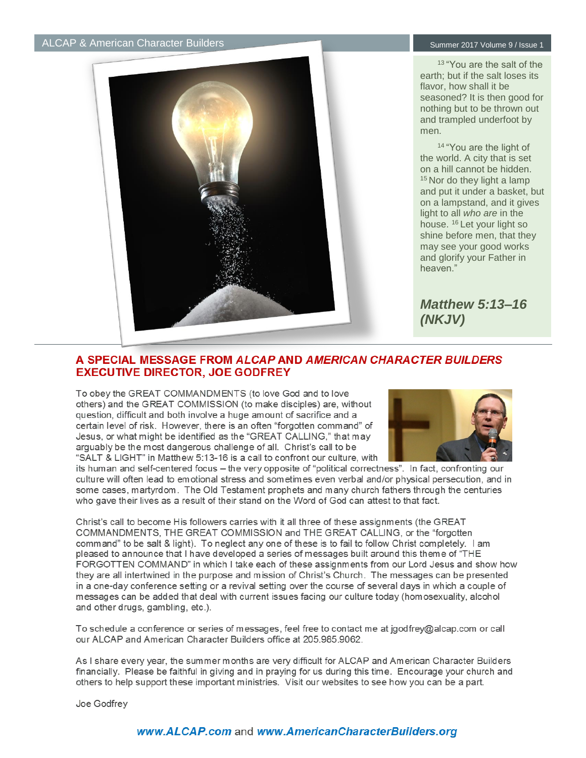[13] "You are the salt of the earth; but if the salt loses its flavor, how shall it be seasoned? It is then good for nothing but to be thrown out and trampled underfoot by men.

[14] "You are the light of the world. A city that is set on a hill cannot be hidden. [15] Nor do they light a lamp and put it under a basket, but on a lampstand, and it gives light to all *who are* in the house. [16] Let your light so shine before men, that they may see your good works and glorify your Father in heaven."

***Matthew 5:13–16 (NKJV)***

## A SPECIAL MESSAGE FROM *ALCAP* AND *AMERICAN CHARACTER BUILDERS* EXECUTIVE DIRECTOR, JOE GODFREY

To obey the GREAT COMMANDMENTS (to love God and to love others) and the GREAT COMMISSION (to make disciples) are, without question, difficult and both involve a huge amount of sacrifice and a certain level of risk. However, there is an often "forgotten command" of Jesus, or what might be identified as the "GREAT CALLING," that may arguably be the most dangerous challenge of all. Christ's call to be "SALT & LIGHT" in Matthew 5:13-16 is a call to confront our culture, with its human and self-centered focus – the very opposite of "political correctness". In fact, confronting our culture will often lead to emotional stress and sometimes even verbal and/or physical persecution, and in some cases, martyrdom. The Old Testament prophets and many church fathers through the centuries who gave their lives as a result of their stand on the Word of God can attest to that fact.

Christ's call to become His followers carries with it all three of these assignments (the GREAT COMMANDMENTS, THE GREAT COMMISSION and THE GREAT CALLING, or the "forgotten command" to be salt & light). To neglect any one of these is to fail to follow Christ completely. I am pleased to announce that I have developed a series of messages built around this theme of "THE FORGOTTEN COMMAND" in which I take each of these assignments from our Lord Jesus and show how they are all intertwined in the purpose and mission of Christ's Church. The messages can be presented in a one-day conference setting or a revival setting over the course of several days in which a couple of messages can be added that deal with current issues facing our culture today (homosexuality, alcohol and other drugs, gambling, etc.).

To schedule a conference or series of messages, feel free to contact me at jgodfrey@alcap.com or call our ALCAP and American Character Builders office at 205.985.9062.

As I share every year, the summer months are very difficult for ALCAP and American Character Builders financially. Please be faithful in giving and in praying for us during this time. Encourage your church and others to help support these important ministries. Visit our websites to see how you can be a part.

Joe Godfrey

***www.ALCAP.com*** and ***www.AmericanCharacterBuilders.org***